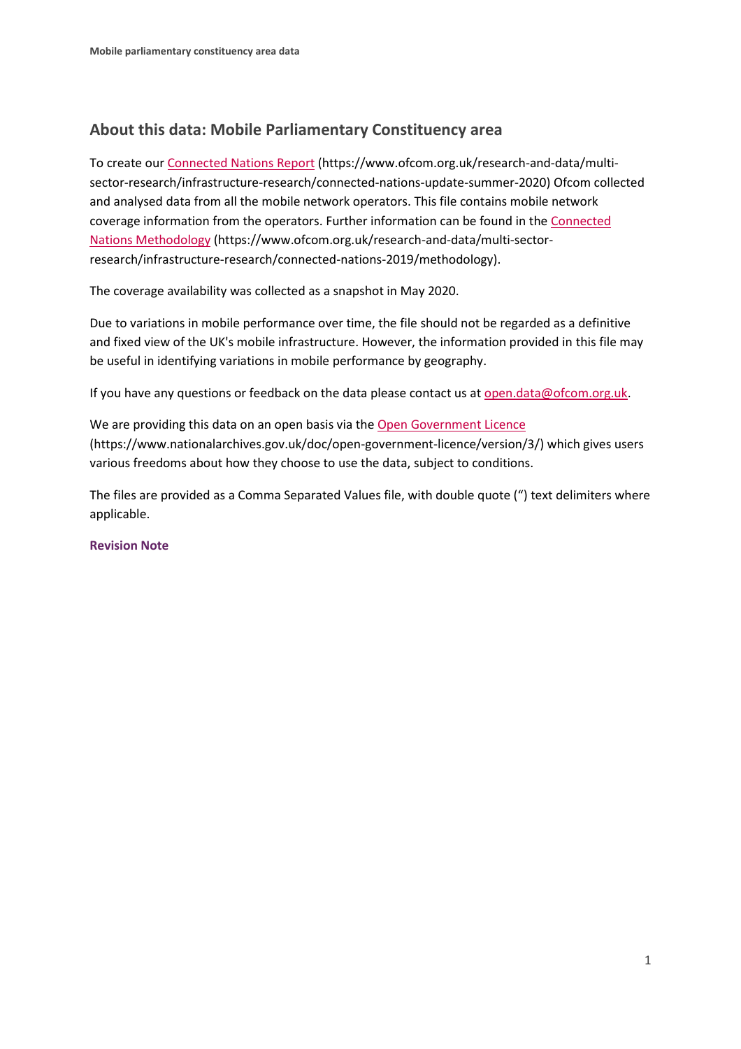## About this data: Mobile Parliamentary Constituency area

To create our Connected Nations Report (https://www.ofcom.org.uk/research-and-data/multi-sector-research/infrastructure-research/connected-nations-update-summer-2020) Ofcom collected and analysed data from all the mobile network operators. This file contains mobile network coverage information from the operators. Further information can be found in the Connected Nations Methodology (https://www.ofcom.org.uk/research-and-data/multi-sector-research/infrastructure-research/connected-nations-2019/methodology).

The coverage availability was collected as a snapshot in May 2020.

Due to variations in mobile performance over time, the file should not be regarded as a definitive and fixed view of the UK's mobile infrastructure. However, the information provided in this file may be useful in identifying variations in mobile performance by geography.

If you have any questions or feedback on the data please contact us at open.data@ofcom.org.uk.

We are providing this data on an open basis via the Open Government Licence (https://www.nationalarchives.gov.uk/doc/open-government-licence/version/3/) which gives users various freedoms about how they choose to use the data, subject to conditions.

The files are provided as a Comma Separated Values file, with double quote (") text delimiters where applicable.

**Revision Note**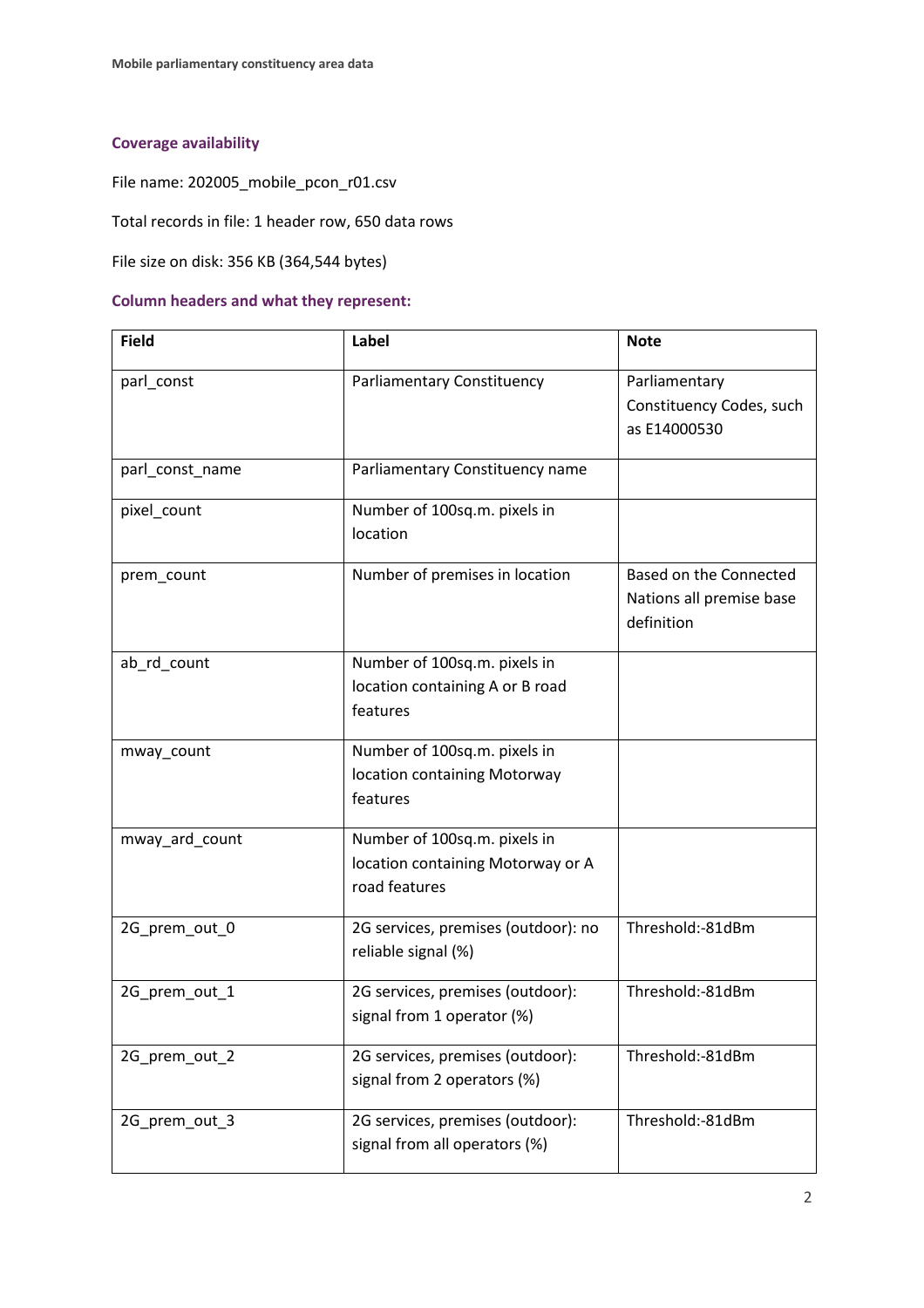## Coverage availability

File name: 202005_mobile_pcon_r01.csv

Total records in file: 1 header row, 650 data rows

File size on disk: 356 KB (364,544 bytes)

## Column headers and what they represent:

| Field | Label | Note |
|---|---|---|
| parl_const | Parliamentary Constituency | Parliamentary Constituency Codes, such as E14000530 |
| parl_const_name | Parliamentary Constituency name | |
| pixel_count | Number of 100sq.m. pixels in location | |
| prem_count | Number of premises in location | Based on the Connected Nations all premise base definition |
| ab_rd_count | Number of 100sq.m. pixels in location containing A or B road features | |
| mway_count | Number of 100sq.m. pixels in location containing Motorway features | |
| mway_ard_count | Number of 100sq.m. pixels in location containing Motorway or A road features | |
| 2G_prem_out_0 | 2G services, premises (outdoor): no reliable signal (%) | Threshold:-81dBm |
| 2G_prem_out_1 | 2G services, premises (outdoor): signal from 1 operator (%) | Threshold:-81dBm |
| 2G_prem_out_2 | 2G services, premises (outdoor): signal from 2 operators (%) | Threshold:-81dBm |
| 2G_prem_out_3 | 2G services, premises (outdoor): signal from all operators (%) | Threshold:-81dBm |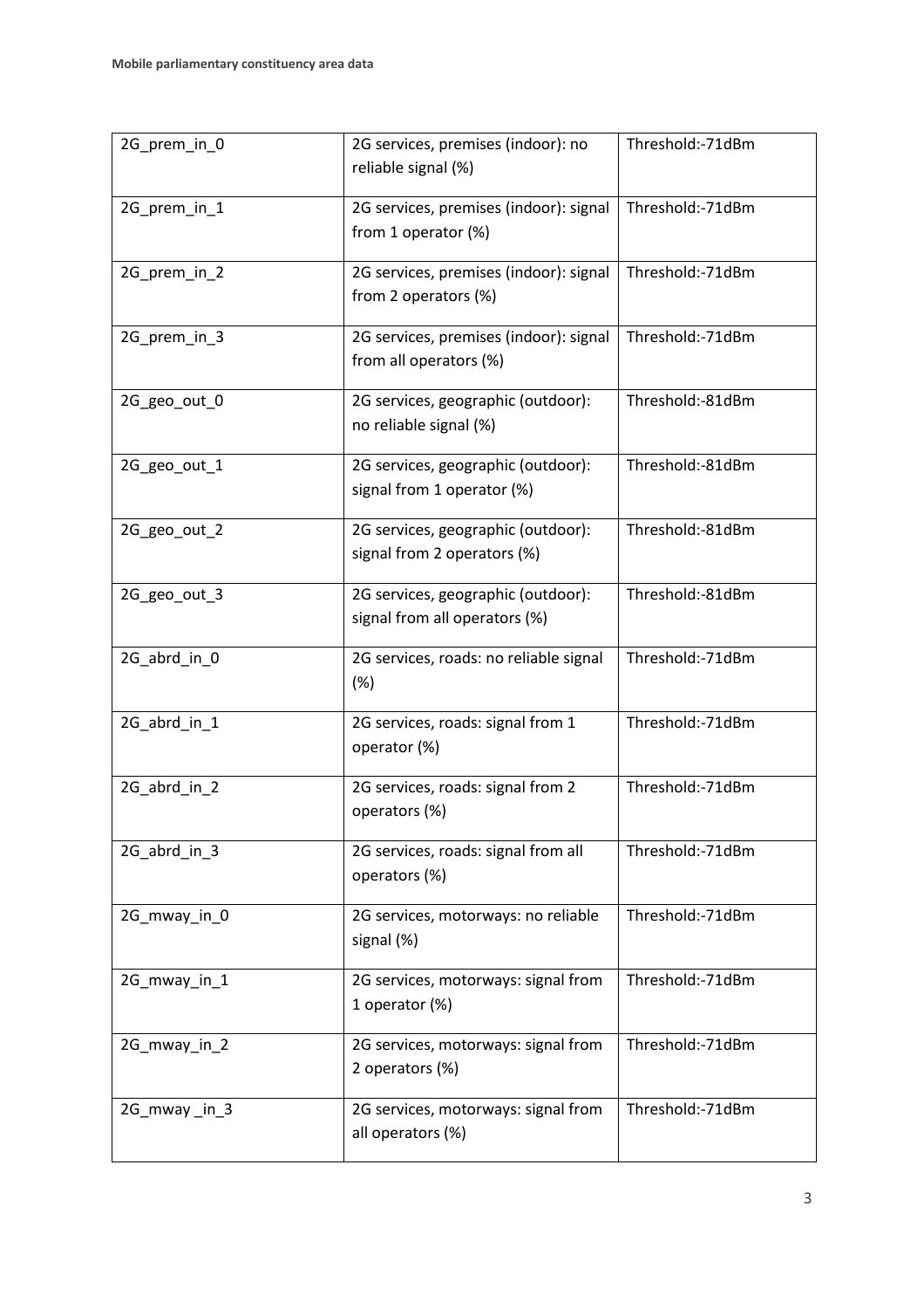| | | |
|---|---|---|
| 2G_prem_in_0 | 2G services, premises (indoor): no reliable signal (%) | Threshold:-71dBm |
| 2G_prem_in_1 | 2G services, premises (indoor): signal from 1 operator (%) | Threshold:-71dBm |
| 2G_prem_in_2 | 2G services, premises (indoor): signal from 2 operators (%) | Threshold:-71dBm |
| 2G_prem_in_3 | 2G services, premises (indoor): signal from all operators (%) | Threshold:-71dBm |
| 2G_geo_out_0 | 2G services, geographic (outdoor): no reliable signal (%) | Threshold:-81dBm |
| 2G_geo_out_1 | 2G services, geographic (outdoor): signal from 1 operator (%) | Threshold:-81dBm |
| 2G_geo_out_2 | 2G services, geographic (outdoor): signal from 2 operators (%) | Threshold:-81dBm |
| 2G_geo_out_3 | 2G services, geographic (outdoor): signal from all operators (%) | Threshold:-81dBm |
| 2G_abrd_in_0 | 2G services, roads: no reliable signal (%) | Threshold:-71dBm |
| 2G_abrd_in_1 | 2G services, roads: signal from 1 operator (%) | Threshold:-71dBm |
| 2G_abrd_in_2 | 2G services, roads: signal from 2 operators (%) | Threshold:-71dBm |
| 2G_abrd_in_3 | 2G services, roads: signal from all operators (%) | Threshold:-71dBm |
| 2G_mway_in_0 | 2G services, motorways: no reliable signal (%) | Threshold:-71dBm |
| 2G_mway_in_1 | 2G services, motorways: signal from 1 operator (%) | Threshold:-71dBm |
| 2G_mway_in_2 | 2G services, motorways: signal from 2 operators (%) | Threshold:-71dBm |
| 2G_mway _in_3 | 2G services, motorways: signal from all operators (%) | Threshold:-71dBm |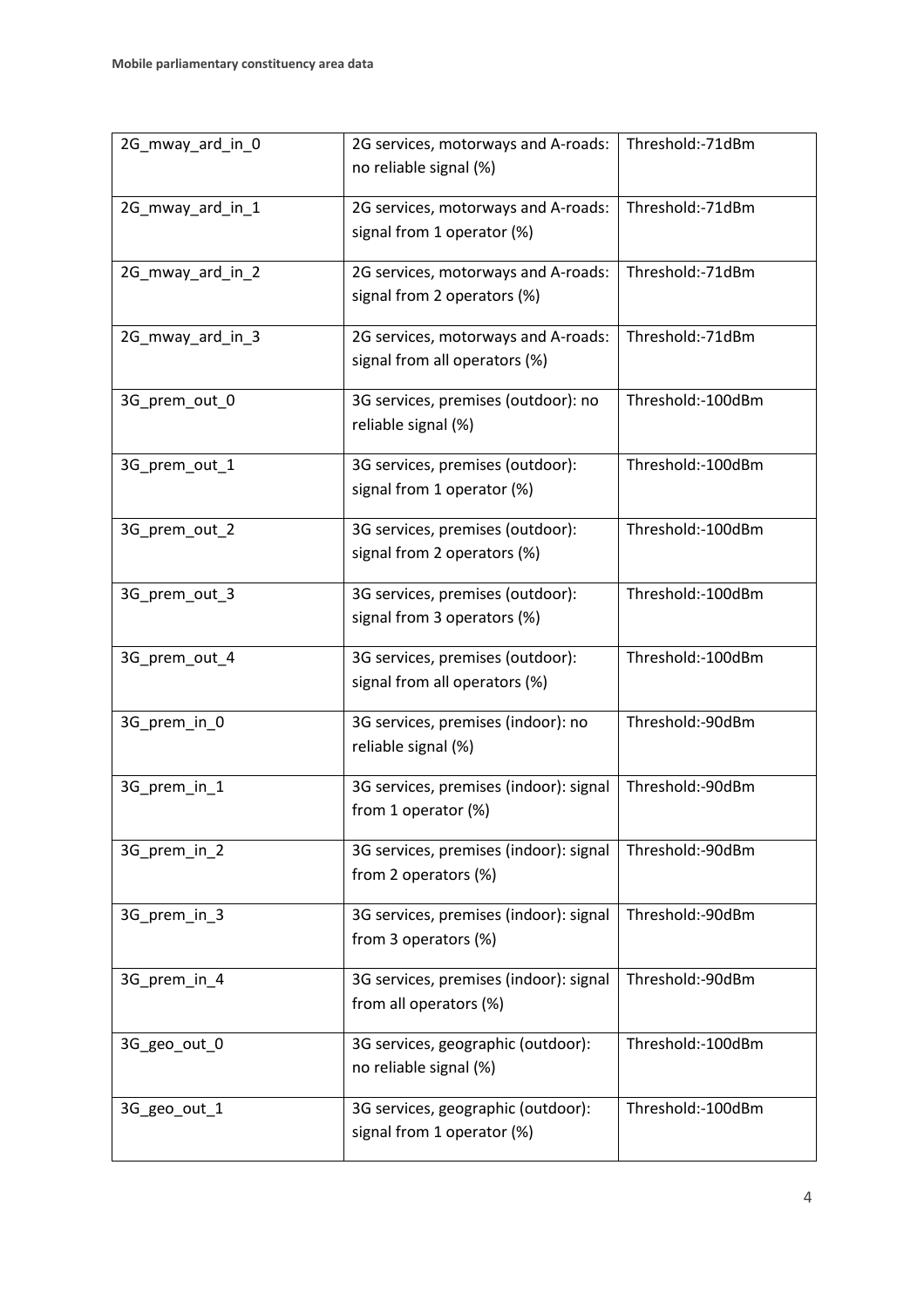| 2G_mway_ard_in_0 | 2G services, motorways and A-roads: no reliable signal (%) | Threshold:-71dBm |
|---|---|---|
| 2G_mway_ard_in_1 | 2G services, motorways and A-roads: signal from 1 operator (%) | Threshold:-71dBm |
| 2G_mway_ard_in_2 | 2G services, motorways and A-roads: signal from 2 operators (%) | Threshold:-71dBm |
| 2G_mway_ard_in_3 | 2G services, motorways and A-roads: signal from all operators (%) | Threshold:-71dBm |
| 3G_prem_out_0 | 3G services, premises (outdoor): no reliable signal (%) | Threshold:-100dBm |
| 3G_prem_out_1 | 3G services, premises (outdoor): signal from 1 operator (%) | Threshold:-100dBm |
| 3G_prem_out_2 | 3G services, premises (outdoor): signal from 2 operators (%) | Threshold:-100dBm |
| 3G_prem_out_3 | 3G services, premises (outdoor): signal from 3 operators (%) | Threshold:-100dBm |
| 3G_prem_out_4 | 3G services, premises (outdoor): signal from all operators (%) | Threshold:-100dBm |
| 3G_prem_in_0 | 3G services, premises (indoor): no reliable signal (%) | Threshold:-90dBm |
| 3G_prem_in_1 | 3G services, premises (indoor): signal from 1 operator (%) | Threshold:-90dBm |
| 3G_prem_in_2 | 3G services, premises (indoor): signal from 2 operators (%) | Threshold:-90dBm |
| 3G_prem_in_3 | 3G services, premises (indoor): signal from 3 operators (%) | Threshold:-90dBm |
| 3G_prem_in_4 | 3G services, premises (indoor): signal from all operators (%) | Threshold:-90dBm |
| 3G_geo_out_0 | 3G services, geographic (outdoor): no reliable signal (%) | Threshold:-100dBm |
| 3G_geo_out_1 | 3G services, geographic (outdoor): signal from 1 operator (%) | Threshold:-100dBm |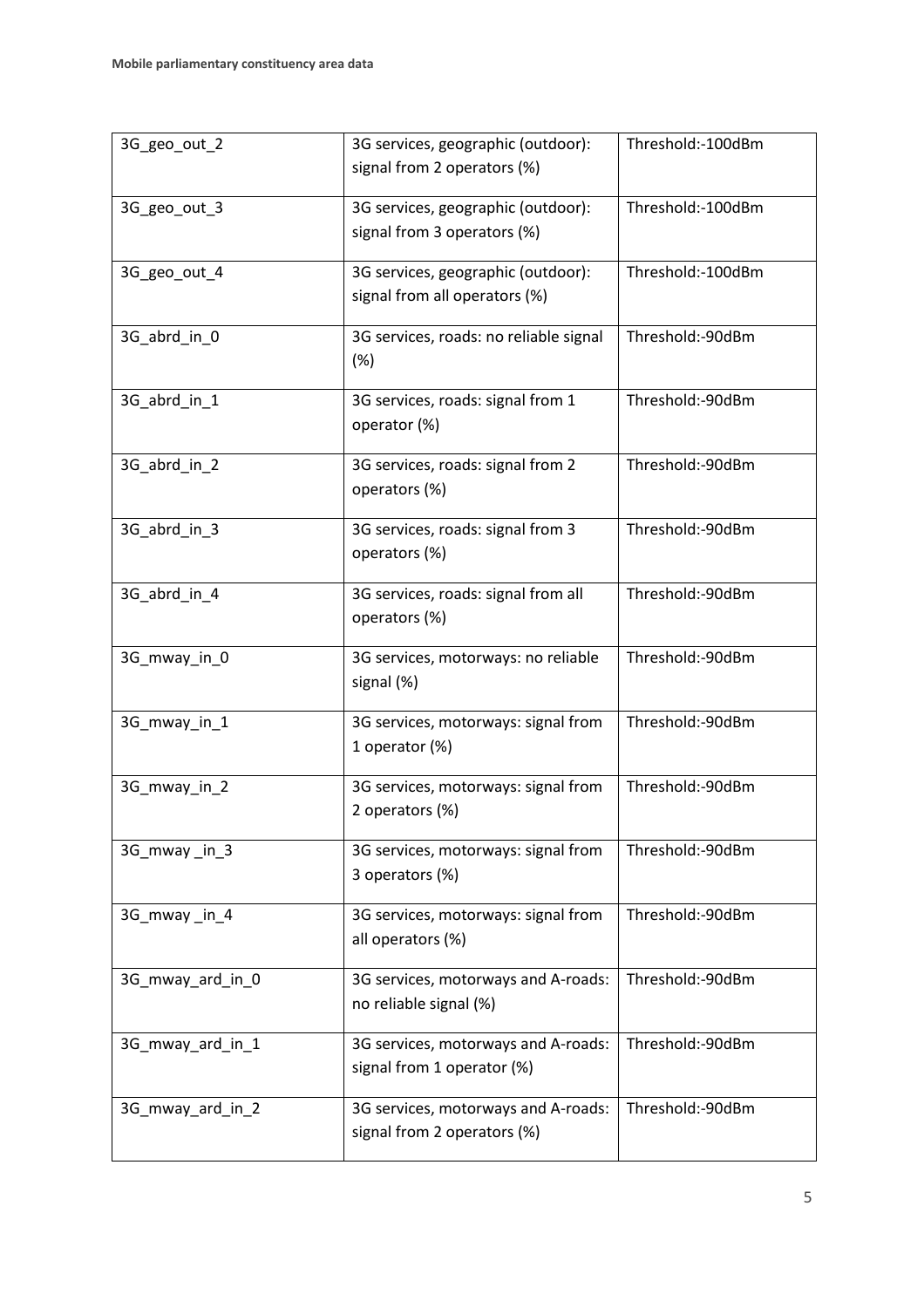| 3G_geo_out_2 | 3G services, geographic (outdoor): signal from 2 operators (%) | Threshold:-100dBm |
|---|---|---|
| 3G_geo_out_3 | 3G services, geographic (outdoor): signal from 3 operators (%) | Threshold:-100dBm |
| 3G_geo_out_4 | 3G services, geographic (outdoor): signal from all operators (%) | Threshold:-100dBm |
| 3G_abrd_in_0 | 3G services, roads: no reliable signal (%) | Threshold:-90dBm |
| 3G_abrd_in_1 | 3G services, roads: signal from 1 operator (%) | Threshold:-90dBm |
| 3G_abrd_in_2 | 3G services, roads: signal from 2 operators (%) | Threshold:-90dBm |
| 3G_abrd_in_3 | 3G services, roads: signal from 3 operators (%) | Threshold:-90dBm |
| 3G_abrd_in_4 | 3G services, roads: signal from all operators (%) | Threshold:-90dBm |
| 3G_mway_in_0 | 3G services, motorways: no reliable signal (%) | Threshold:-90dBm |
| 3G_mway_in_1 | 3G services, motorways: signal from 1 operator (%) | Threshold:-90dBm |
| 3G_mway_in_2 | 3G services, motorways: signal from 2 operators (%) | Threshold:-90dBm |
| 3G_mway _in_3 | 3G services, motorways: signal from 3 operators (%) | Threshold:-90dBm |
| 3G_mway _in_4 | 3G services, motorways: signal from all operators (%) | Threshold:-90dBm |
| 3G_mway_ard_in_0 | 3G services, motorways and A-roads: no reliable signal (%) | Threshold:-90dBm |
| 3G_mway_ard_in_1 | 3G services, motorways and A-roads: signal from 1 operator (%) | Threshold:-90dBm |
| 3G_mway_ard_in_2 | 3G services, motorways and A-roads: signal from 2 operators (%) | Threshold:-90dBm |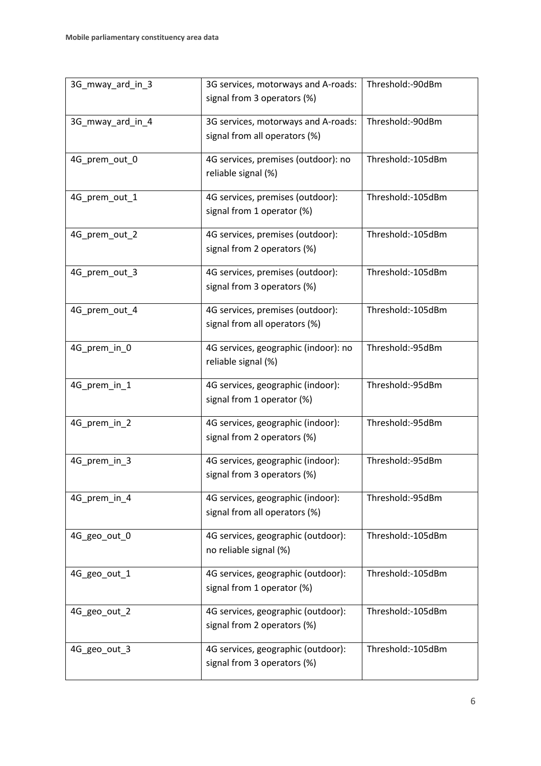| 3G_mway_ard_in_3 | 3G services, motorways and A-roads: signal from 3 operators (%) | Threshold:-90dBm |
|---|---|---|
| 3G_mway_ard_in_4 | 3G services, motorways and A-roads: signal from all operators (%) | Threshold:-90dBm |
| 4G_prem_out_0 | 4G services, premises (outdoor): no reliable signal (%) | Threshold:-105dBm |
| 4G_prem_out_1 | 4G services, premises (outdoor): signal from 1 operator (%) | Threshold:-105dBm |
| 4G_prem_out_2 | 4G services, premises (outdoor): signal from 2 operators (%) | Threshold:-105dBm |
| 4G_prem_out_3 | 4G services, premises (outdoor): signal from 3 operators (%) | Threshold:-105dBm |
| 4G_prem_out_4 | 4G services, premises (outdoor): signal from all operators (%) | Threshold:-105dBm |
| 4G_prem_in_0 | 4G services, geographic (indoor): no reliable signal (%) | Threshold:-95dBm |
| 4G_prem_in_1 | 4G services, geographic (indoor): signal from 1 operator (%) | Threshold:-95dBm |
| 4G_prem_in_2 | 4G services, geographic (indoor): signal from 2 operators (%) | Threshold:-95dBm |
| 4G_prem_in_3 | 4G services, geographic (indoor): signal from 3 operators (%) | Threshold:-95dBm |
| 4G_prem_in_4 | 4G services, geographic (indoor): signal from all operators (%) | Threshold:-95dBm |
| 4G_geo_out_0 | 4G services, geographic (outdoor): no reliable signal (%) | Threshold:-105dBm |
| 4G_geo_out_1 | 4G services, geographic (outdoor): signal from 1 operator (%) | Threshold:-105dBm |
| 4G_geo_out_2 | 4G services, geographic (outdoor): signal from 2 operators (%) | Threshold:-105dBm |
| 4G_geo_out_3 | 4G services, geographic (outdoor): signal from 3 operators (%) | Threshold:-105dBm |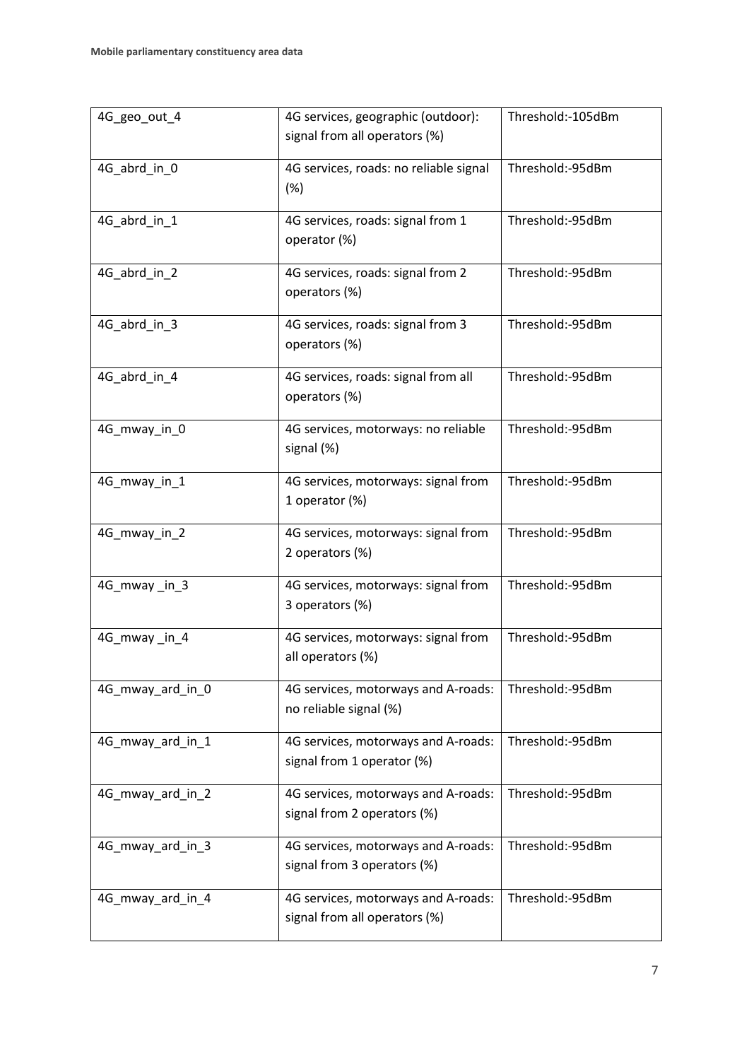| 4G_geo_out_4 | 4G services, geographic (outdoor): signal from all operators (%) | Threshold:-105dBm |
|---|---|---|
| 4G_abrd_in_0 | 4G services, roads: no reliable signal (%) | Threshold:-95dBm |
| 4G_abrd_in_1 | 4G services, roads: signal from 1 operator (%) | Threshold:-95dBm |
| 4G_abrd_in_2 | 4G services, roads: signal from 2 operators (%) | Threshold:-95dBm |
| 4G_abrd_in_3 | 4G services, roads: signal from 3 operators (%) | Threshold:-95dBm |
| 4G_abrd_in_4 | 4G services, roads: signal from all operators (%) | Threshold:-95dBm |
| 4G_mway_in_0 | 4G services, motorways: no reliable signal (%) | Threshold:-95dBm |
| 4G_mway_in_1 | 4G services, motorways: signal from 1 operator (%) | Threshold:-95dBm |
| 4G_mway_in_2 | 4G services, motorways: signal from 2 operators (%) | Threshold:-95dBm |
| 4G_mway _in_3 | 4G services, motorways: signal from 3 operators (%) | Threshold:-95dBm |
| 4G_mway _in_4 | 4G services, motorways: signal from all operators (%) | Threshold:-95dBm |
| 4G_mway_ard_in_0 | 4G services, motorways and A-roads: no reliable signal (%) | Threshold:-95dBm |
| 4G_mway_ard_in_1 | 4G services, motorways and A-roads: signal from 1 operator (%) | Threshold:-95dBm |
| 4G_mway_ard_in_2 | 4G services, motorways and A-roads: signal from 2 operators (%) | Threshold:-95dBm |
| 4G_mway_ard_in_3 | 4G services, motorways and A-roads: signal from 3 operators (%) | Threshold:-95dBm |
| 4G_mway_ard_in_4 | 4G services, motorways and A-roads: signal from all operators (%) | Threshold:-95dBm |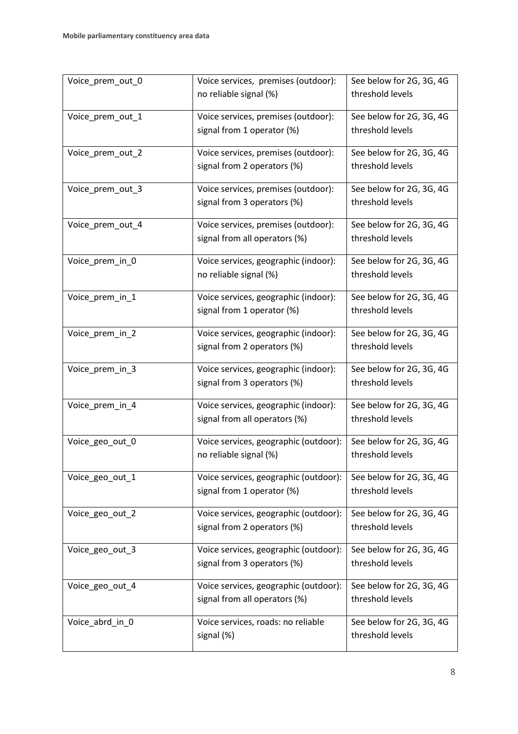| Voice_prem_out_0 | Voice services,  premises (outdoor): no reliable signal (%) | See below for 2G, 3G, 4G threshold levels |
|---|---|---|
| Voice_prem_out_1 | Voice services, premises (outdoor): signal from 1 operator (%) | See below for 2G, 3G, 4G threshold levels |
| Voice_prem_out_2 | Voice services, premises (outdoor): signal from 2 operators (%) | See below for 2G, 3G, 4G threshold levels |
| Voice_prem_out_3 | Voice services, premises (outdoor): signal from 3 operators (%) | See below for 2G, 3G, 4G threshold levels |
| Voice_prem_out_4 | Voice services, premises (outdoor): signal from all operators (%) | See below for 2G, 3G, 4G threshold levels |
| Voice_prem_in_0 | Voice services, geographic (indoor): no reliable signal (%) | See below for 2G, 3G, 4G threshold levels |
| Voice_prem_in_1 | Voice services, geographic (indoor): signal from 1 operator (%) | See below for 2G, 3G, 4G threshold levels |
| Voice_prem_in_2 | Voice services, geographic (indoor): signal from 2 operators (%) | See below for 2G, 3G, 4G threshold levels |
| Voice_prem_in_3 | Voice services, geographic (indoor): signal from 3 operators (%) | See below for 2G, 3G, 4G threshold levels |
| Voice_prem_in_4 | Voice services, geographic (indoor): signal from all operators (%) | See below for 2G, 3G, 4G threshold levels |
| Voice_geo_out_0 | Voice services, geographic (outdoor): no reliable signal (%) | See below for 2G, 3G, 4G threshold levels |
| Voice_geo_out_1 | Voice services, geographic (outdoor): signal from 1 operator (%) | See below for 2G, 3G, 4G threshold levels |
| Voice_geo_out_2 | Voice services, geographic (outdoor): signal from 2 operators (%) | See below for 2G, 3G, 4G threshold levels |
| Voice_geo_out_3 | Voice services, geographic (outdoor): signal from 3 operators (%) | See below for 2G, 3G, 4G threshold levels |
| Voice_geo_out_4 | Voice services, geographic (outdoor): signal from all operators (%) | See below for 2G, 3G, 4G threshold levels |
| Voice_abrd_in_0 | Voice services, roads: no reliable signal (%) | See below for 2G, 3G, 4G threshold levels |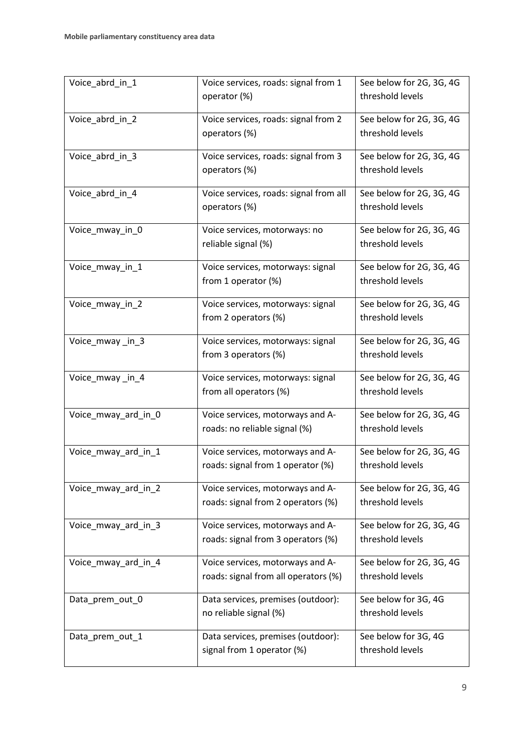| Voice_abrd_in_1 | Voice services, roads: signal from 1 operator (%) | See below for 2G, 3G, 4G threshold levels |
|---|---|---|
| Voice_abrd_in_2 | Voice services, roads: signal from 2 operators (%) | See below for 2G, 3G, 4G threshold levels |
| Voice_abrd_in_3 | Voice services, roads: signal from 3 operators (%) | See below for 2G, 3G, 4G threshold levels |
| Voice_abrd_in_4 | Voice services, roads: signal from all operators (%) | See below for 2G, 3G, 4G threshold levels |
| Voice_mway_in_0 | Voice services, motorways: no reliable signal (%) | See below for 2G, 3G, 4G threshold levels |
| Voice_mway_in_1 | Voice services, motorways: signal from 1 operator (%) | See below for 2G, 3G, 4G threshold levels |
| Voice_mway_in_2 | Voice services, motorways: signal from 2 operators (%) | See below for 2G, 3G, 4G threshold levels |
| Voice_mway _in_3 | Voice services, motorways: signal from 3 operators (%) | See below for 2G, 3G, 4G threshold levels |
| Voice_mway _in_4 | Voice services, motorways: signal from all operators (%) | See below for 2G, 3G, 4G threshold levels |
| Voice_mway_ard_in_0 | Voice services, motorways and A-roads: no reliable signal (%) | See below for 2G, 3G, 4G threshold levels |
| Voice_mway_ard_in_1 | Voice services, motorways and A-roads: signal from 1 operator (%) | See below for 2G, 3G, 4G threshold levels |
| Voice_mway_ard_in_2 | Voice services, motorways and A-roads: signal from 2 operators (%) | See below for 2G, 3G, 4G threshold levels |
| Voice_mway_ard_in_3 | Voice services, motorways and A-roads: signal from 3 operators (%) | See below for 2G, 3G, 4G threshold levels |
| Voice_mway_ard_in_4 | Voice services, motorways and A-roads: signal from all operators (%) | See below for 2G, 3G, 4G threshold levels |
| Data_prem_out_0 | Data services, premises (outdoor): no reliable signal (%) | See below for 3G, 4G threshold levels |
| Data_prem_out_1 | Data services, premises (outdoor): signal from 1 operator (%) | See below for 3G, 4G threshold levels |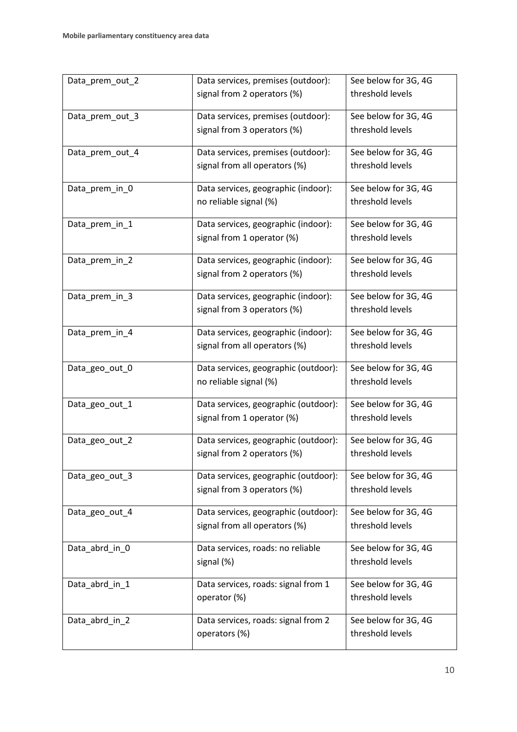| Data_prem_out_2 | Data services, premises (outdoor): signal from 2 operators (%) | See below for 3G, 4G threshold levels |
|---|---|---|
| Data_prem_out_3 | Data services, premises (outdoor): signal from 3 operators (%) | See below for 3G, 4G threshold levels |
| Data_prem_out_4 | Data services, premises (outdoor): signal from all operators (%) | See below for 3G, 4G threshold levels |
| Data_prem_in_0 | Data services, geographic (indoor): no reliable signal (%) | See below for 3G, 4G threshold levels |
| Data_prem_in_1 | Data services, geographic (indoor): signal from 1 operator (%) | See below for 3G, 4G threshold levels |
| Data_prem_in_2 | Data services, geographic (indoor): signal from 2 operators (%) | See below for 3G, 4G threshold levels |
| Data_prem_in_3 | Data services, geographic (indoor): signal from 3 operators (%) | See below for 3G, 4G threshold levels |
| Data_prem_in_4 | Data services, geographic (indoor): signal from all operators (%) | See below for 3G, 4G threshold levels |
| Data_geo_out_0 | Data services, geographic (outdoor): no reliable signal (%) | See below for 3G, 4G threshold levels |
| Data_geo_out_1 | Data services, geographic (outdoor): signal from 1 operator (%) | See below for 3G, 4G threshold levels |
| Data_geo_out_2 | Data services, geographic (outdoor): signal from 2 operators (%) | See below for 3G, 4G threshold levels |
| Data_geo_out_3 | Data services, geographic (outdoor): signal from 3 operators (%) | See below for 3G, 4G threshold levels |
| Data_geo_out_4 | Data services, geographic (outdoor): signal from all operators (%) | See below for 3G, 4G threshold levels |
| Data_abrd_in_0 | Data services, roads: no reliable signal (%) | See below for 3G, 4G threshold levels |
| Data_abrd_in_1 | Data services, roads: signal from 1 operator (%) | See below for 3G, 4G threshold levels |
| Data_abrd_in_2 | Data services, roads: signal from 2 operators (%) | See below for 3G, 4G threshold levels |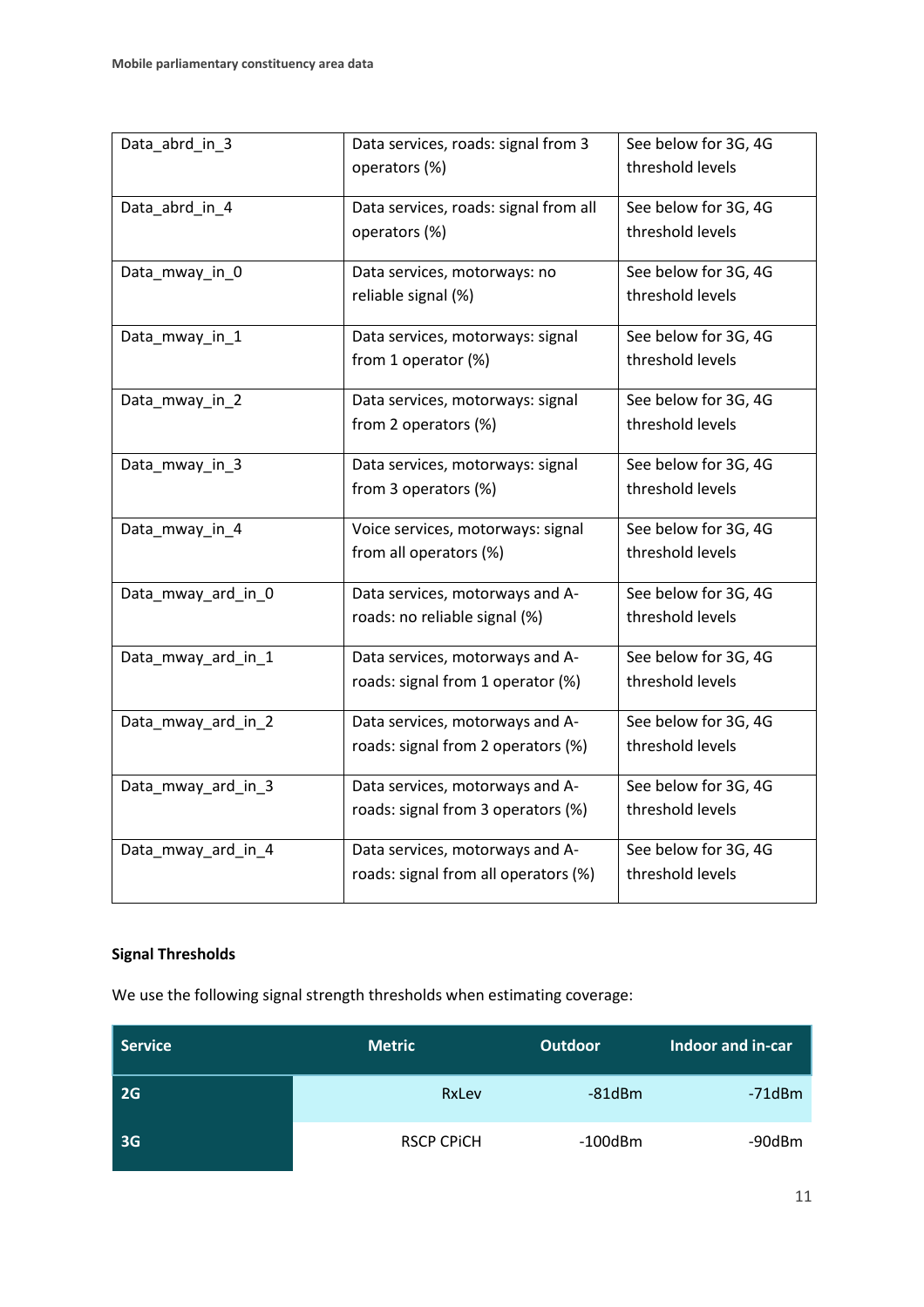| | | |
|---|---|---|
| Data_abrd_in_3 | Data services, roads: signal from 3 operators (%) | See below for 3G, 4G threshold levels |
| Data_abrd_in_4 | Data services, roads: signal from all operators (%) | See below for 3G, 4G threshold levels |
| Data_mway_in_0 | Data services, motorways: no reliable signal (%) | See below for 3G, 4G threshold levels |
| Data_mway_in_1 | Data services, motorways: signal from 1 operator (%) | See below for 3G, 4G threshold levels |
| Data_mway_in_2 | Data services, motorways: signal from 2 operators (%) | See below for 3G, 4G threshold levels |
| Data_mway_in_3 | Data services, motorways: signal from 3 operators (%) | See below for 3G, 4G threshold levels |
| Data_mway_in_4 | Voice services, motorways: signal from all operators (%) | See below for 3G, 4G threshold levels |
| Data_mway_ard_in_0 | Data services, motorways and A-roads: no reliable signal (%) | See below for 3G, 4G threshold levels |
| Data_mway_ard_in_1 | Data services, motorways and A-roads: signal from 1 operator (%) | See below for 3G, 4G threshold levels |
| Data_mway_ard_in_2 | Data services, motorways and A-roads: signal from 2 operators (%) | See below for 3G, 4G threshold levels |
| Data_mway_ard_in_3 | Data services, motorways and A-roads: signal from 3 operators (%) | See below for 3G, 4G threshold levels |
| Data_mway_ard_in_4 | Data services, motorways and A-roads: signal from all operators (%) | See below for 3G, 4G threshold levels |

**Signal Thresholds**

We use the following signal strength thresholds when estimating coverage:

| Service | Metric | Outdoor | Indoor and in-car |
|---|---|---|---|
| 2G | RxLev | -81dBm | -71dBm |
| 3G | RSCP CPiCH | -100dBm | -90dBm |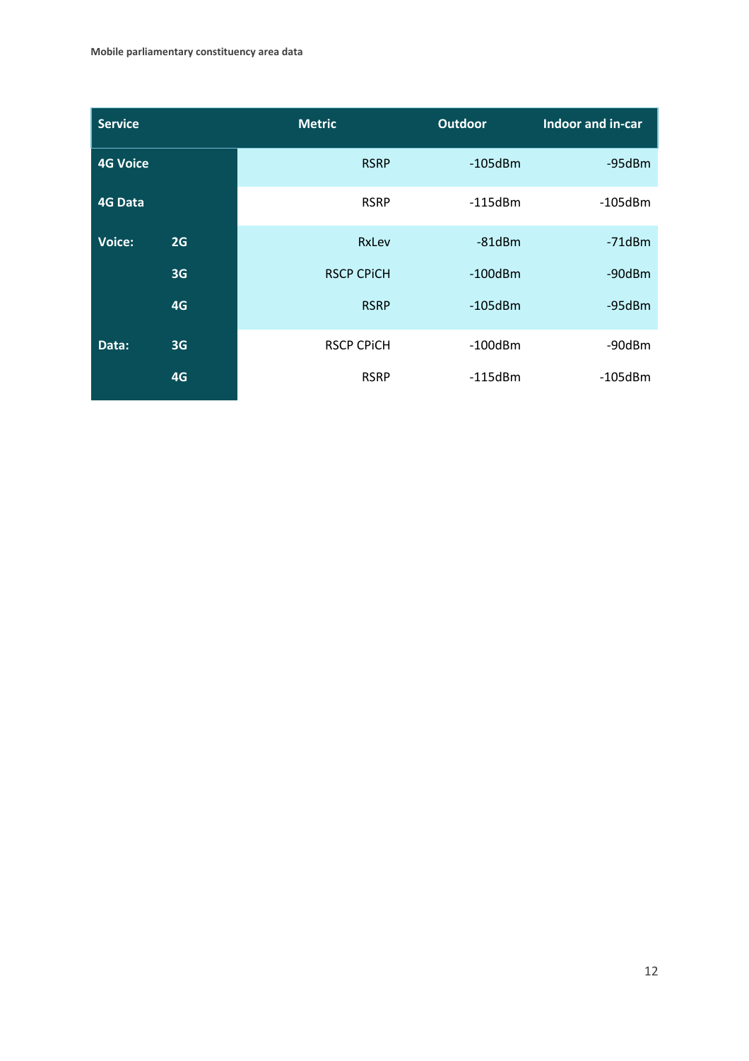| Service | | Metric | Outdoor | Indoor and in-car |
| --- | --- | --- | --- | --- |
| 4G Voice | | RSRP | -105dBm | -95dBm |
| 4G Data | | RSRP | -115dBm | -105dBm |
| Voice: | 2G | RxLev | -81dBm | -71dBm |
| | 3G | RSCP CPiCH | -100dBm | -90dBm |
| | 4G | RSRP | -105dBm | -95dBm |
| Data: | 3G | RSCP CPiCH | -100dBm | -90dBm |
| | 4G | RSRP | -115dBm | -105dBm |